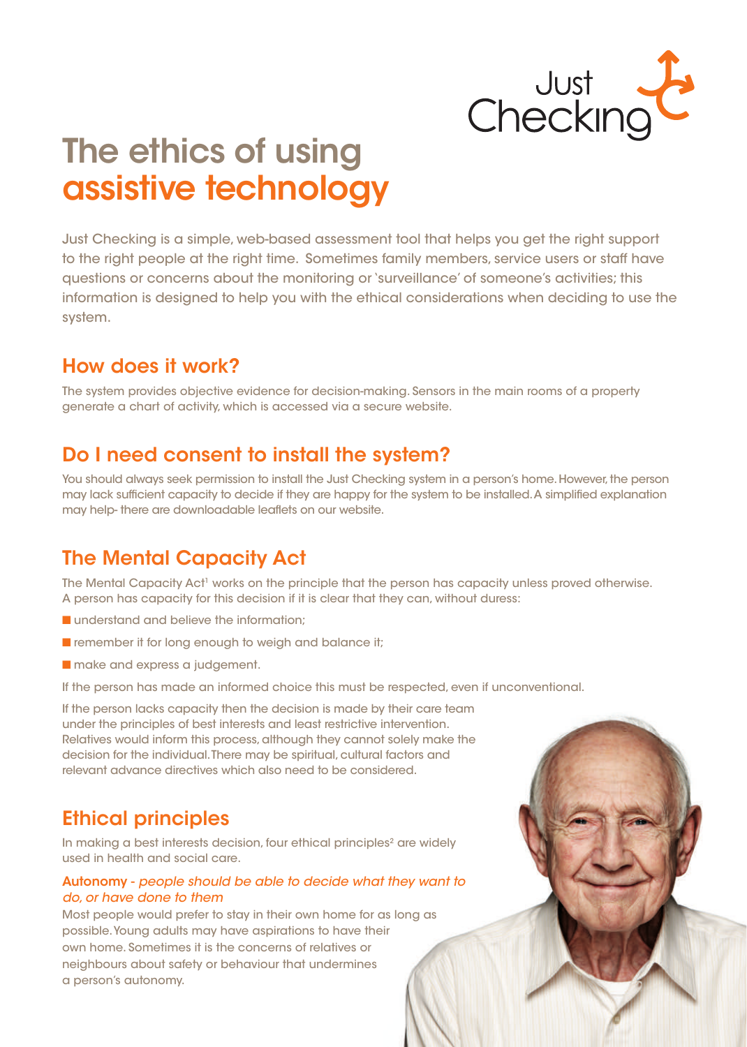Just Checking

# The ethics of using assistive technology

Just Checking is a simple, web-based assessment tool that helps you get the right support to the right people at the right time. Sometimes family members, service users or staff have questions or concerns about the monitoring or 'surveillance' of someone's activities; this information is designed to help you with the ethical considerations when deciding to use the system.

## How does it work?

The system provides objective evidence for decision-making. Sensors in the main rooms of a property generate a chart of activity, which is accessed via a secure website.

## Do I need consent to install the system?

You should always seek permission to install the Just Checking system in a person's home. However, the person may lack sufficient capacity to decide if they are happy for the system to be installed. A simplified explanation may help- there are downloadable leaflets on our website.

## The Mental Capacity Act

The Mental Capacity Act[1] works on the principle that the person has capacity unless proved otherwise. A person has capacity for this decision if it is clear that they can, without duress:

- understand and believe the information;
- remember it for long enough to weigh and balance it;
- make and express a judgement.

If the person has made an informed choice this must be respected, even if unconventional.

If the person lacks capacity then the decision is made by their care team under the principles of best interests and least restrictive intervention. Relatives would inform this process, although they cannot solely make the decision for the individual. There may be spiritual, cultural factors and relevant advance directives which also need to be considered.

## Ethical principles

In making a best interests decision, four ethical principles[2] are widely used in health and social care.

**Autonomy** - *people should be able to decide what they want to do, or have done to them*

Most people would prefer to stay in their own home for as long as possible. Young adults may have aspirations to have their own home. Sometimes it is the concerns of relatives or neighbours about safety or behaviour that undermines a person's autonomy.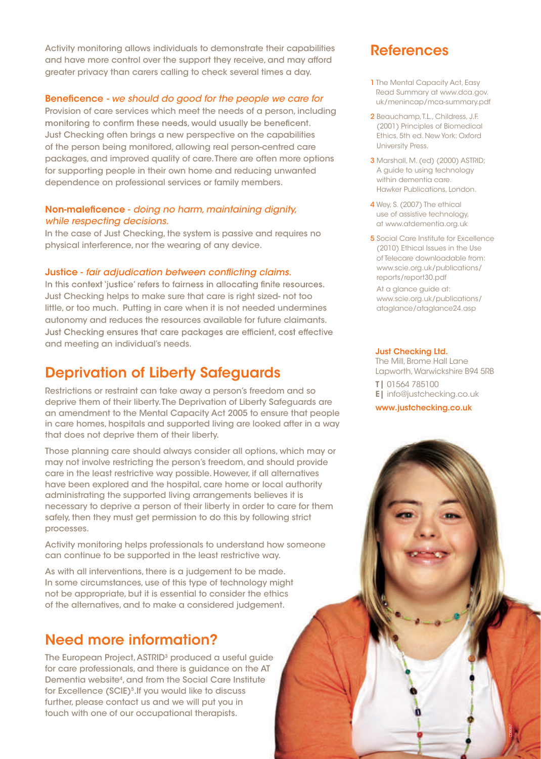Activity monitoring allows individuals to demonstrate their capabilities and have more control over the support they receive, and may afford greater privacy than carers calling to check several times a day.

**Beneficence** - *we should do good for the people we care for*

Provision of care services which meet the needs of a person, including monitoring to confirm these needs, would usually be beneficent. Just Checking often brings a new perspective on the capabilities of the person being monitored, allowing real person-centred care packages, and improved quality of care. There are often more options for supporting people in their own home and reducing unwanted dependence on professional services or family members.

**Non-maleficence** - *doing no harm, maintaining dignity, while respecting decisions.*

In the case of Just Checking, the system is passive and requires no physical interference, nor the wearing of any device.

**Justice** - *fair adjudication between conflicting claims.*

In this context 'justice' refers to fairness in allocating finite resources. Just Checking helps to make sure that care is right sized- not too little, or too much. Putting in care when it is not needed undermines autonomy and reduces the resources available for future claimants. Just Checking ensures that care packages are efficient, cost effective and meeting an individual's needs.

## Deprivation of Liberty Safeguards

Restrictions or restraint can take away a person's freedom and so deprive them of their liberty. The Deprivation of Liberty Safeguards are an amendment to the Mental Capacity Act 2005 to ensure that people in care homes, hospitals and supported living are looked after in a way that does not deprive them of their liberty.

Those planning care should always consider all options, which may or may not involve restricting the person's freedom, and should provide care in the least restrictive way possible. However, if all alternatives have been explored and the hospital, care home or local authority administrating the supported living arrangements believes it is necessary to deprive a person of their liberty in order to care for them safely, then they must get permission to do this by following strict processes.

Activity monitoring helps professionals to understand how someone can continue to be supported in the least restrictive way.

As with all interventions, there is a judgement to be made. In some circumstances, use of this type of technology might not be appropriate, but it is essential to consider the ethics of the alternatives, and to make a considered judgement.

## Need more information?

The European Project, ASTRID[3] produced a useful guide for care professionals, and there is guidance on the AT Dementia website[4], and from the Social Care Institute for Excellence (SCIE)[5].If you would like to discuss further, please contact us and we will put you in touch with one of our occupational therapists.

## References

1. The Mental Capacity Act, Easy Read Summary at www.dca.gov.uk/menincap/mca-summary.pdf
2. Beauchamp, T.L., Childress, J.F. (2001) Principles of Biomedical Ethics, 5th ed. New York: Oxford University Press.
3. Marshall, M. (ed) (2000) ASTRID; A guide to using technology within dementia care. Hawker Publications, London.
4. Wey, S. (2007) The ethical use of assistive technology, at www.atdementia.org.uk
5. Social Care Institute for Excellence (2010) Ethical Issues in the Use of Telecare downloadable from: www.scie.org.uk/publications/reports/report30.pdf

   At a glance guide at: www.scie.org.uk/publications/ataglance/ataglance24.asp

**Just Checking Ltd.**
The Mill, Brome Hall Lane
Lapworth, Warwickshire B94 5RB

**T|** 01564 785100
**E|** info@justchecking.co.uk

**www.justchecking.co.uk**